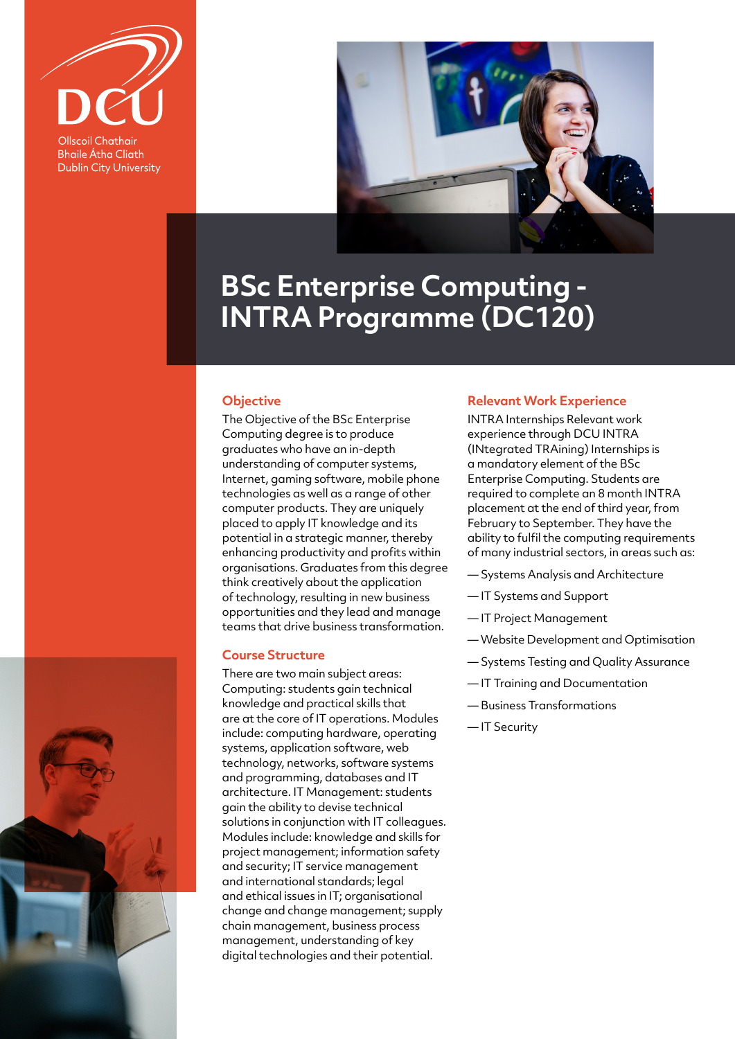DCU

Ollscoil Chathair Bhaile Átha Cliath
Dublin City University

# BSc Enterprise Computing - INTRA Programme (DC120)

## Objective

The Objective of the BSc Enterprise Computing degree is to produce graduates who have an in-depth understanding of computer systems, Internet, gaming software, mobile phone technologies as well as a range of other computer products. They are uniquely placed to apply IT knowledge and its potential in a strategic manner, thereby enhancing productivity and profits within organisations. Graduates from this degree think creatively about the application of technology, resulting in new business opportunities and they lead and manage teams that drive business transformation.

## Course Structure

There are two main subject areas: Computing: students gain technical knowledge and practical skills that are at the core of IT operations. Modules include: computing hardware, operating systems, application software, web technology, networks, software systems and programming, databases and IT architecture. IT Management: students gain the ability to devise technical solutions in conjunction with IT colleagues. Modules include: knowledge and skills for project management; information safety and security; IT service management and international standards; legal and ethical issues in IT; organisational change and change management; supply chain management, business process management, understanding of key digital technologies and their potential.

## Relevant Work Experience

INTRA Internships Relevant work experience through DCU INTRA (INtegrated TRAining) Internships is a mandatory element of the BSc Enterprise Computing. Students are required to complete an 8 month INTRA placement at the end of third year, from February to September. They have the ability to fulfil the computing requirements of many industrial sectors, in areas such as:

- Systems Analysis and Architecture
- IT Systems and Support
- IT Project Management
- Website Development and Optimisation
- Systems Testing and Quality Assurance
- IT Training and Documentation
- Business Transformations
- IT Security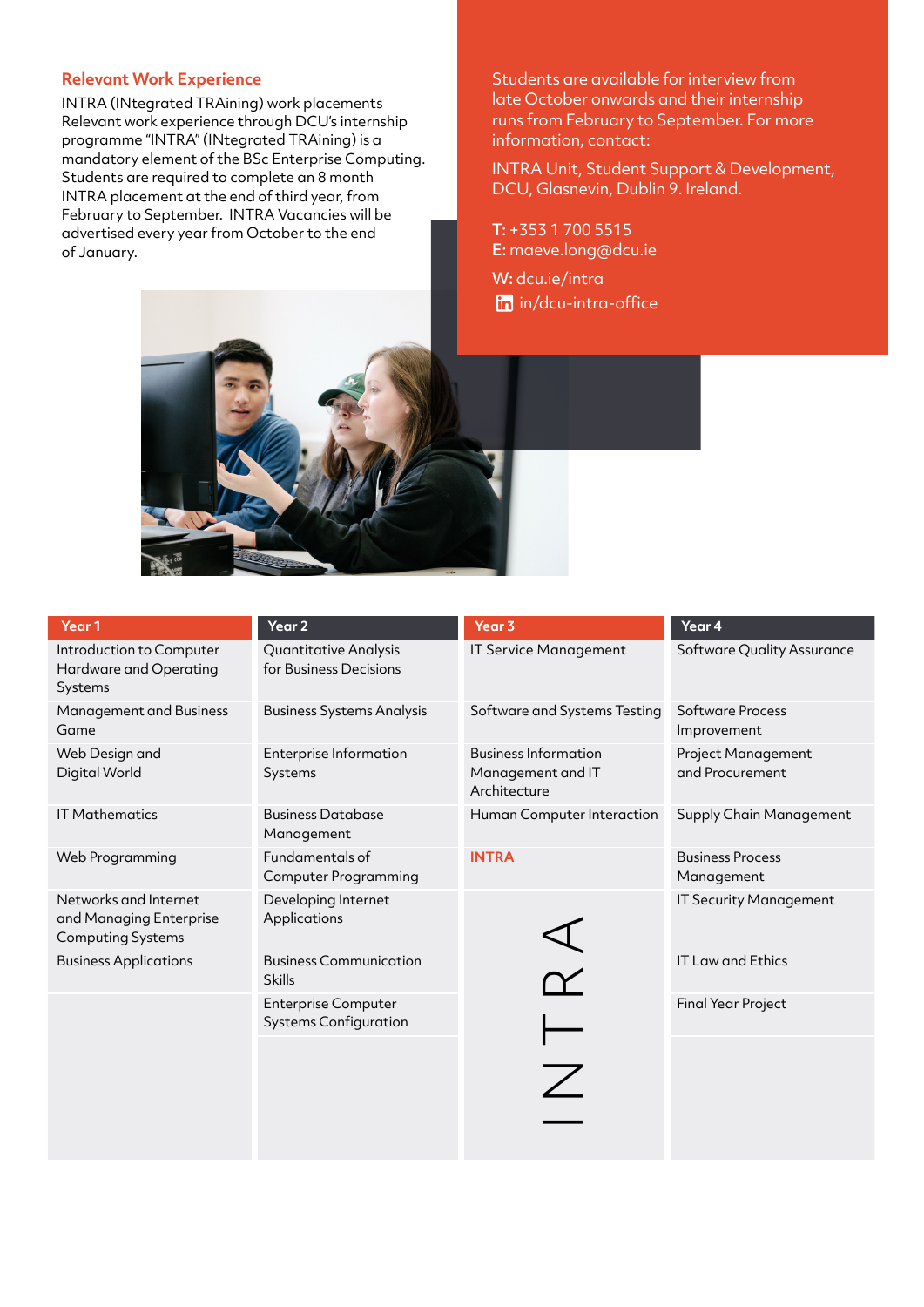## Relevant Work Experience

INTRA (INtegrated TRAining) work placements
Relevant work experience through DCU's internship programme "INTRA" (INtegrated TRAining) is a mandatory element of the BSc Enterprise Computing. Students are required to complete an 8 month INTRA placement at the end of third year, from February to September. INTRA Vacancies will be advertised every year from October to the end of January.

Students are available for interview from late October onwards and their internship runs from February to September. For more information, contact:

INTRA Unit, Student Support & Development, DCU, Glasnevin, Dublin 9. Ireland.

**T:** +353 1 700 5515
**E:** maeve.long@dcu.ie

**W:** dcu.ie/intra
in/dcu-intra-office

| Year 1 | Year 2 | Year 3 | Year 4 |
|---|---|---|---|
| Introduction to Computer Hardware and Operating Systems | Quantitative Analysis for Business Decisions | IT Service Management | Software Quality Assurance |
| Management and Business Game | Business Systems Analysis | Software and Systems Testing | Software Process Improvement |
| Web Design and Digital World | Enterprise Information Systems | Business Information Management and IT Architecture | Project Management and Procurement |
| IT Mathematics | Business Database Management | Human Computer Interaction | Supply Chain Management |
| Web Programming | Fundamentals of Computer Programming | **INTRA** | Business Process Management |
| Networks and Internet and Managing Enterprise Computing Systems | Developing Internet Applications | INTRA | IT Security Management |
| Business Applications | Business Communication Skills | | IT Law and Ethics |
| | Enterprise Computer Systems Configuration | | Final Year Project |